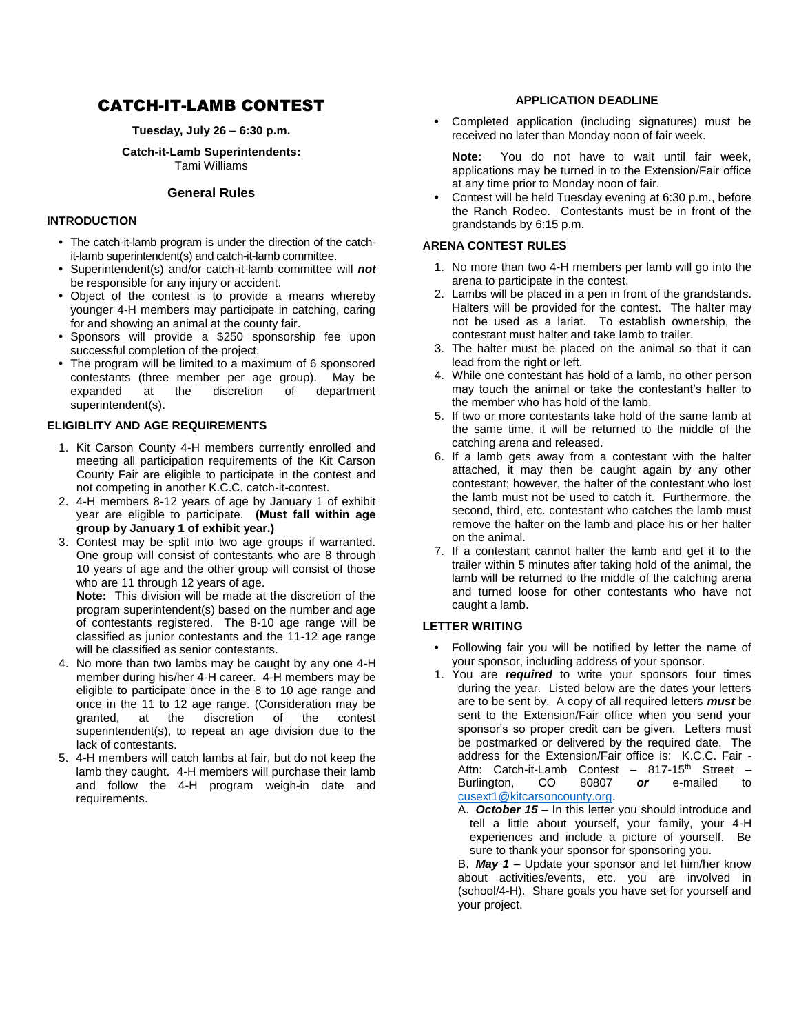# CATCH-IT-LAMB CONTEST

**Tuesday, July 26 – 6:30 p.m.**

**Catch-it-Lamb Superintendents:**
Tami Williams

## General Rules

### INTRODUCTION

- The catch-it-lamb program is under the direction of the catch-it-lamb superintendent(s) and catch-it-lamb committee.
- Superintendent(s) and/or catch-it-lamb committee will ***not*** be responsible for any injury or accident.
- Object of the contest is to provide a means whereby younger 4-H members may participate in catching, caring for and showing an animal at the county fair.
- Sponsors will provide a $250 sponsorship fee upon successful completion of the project.
- The program will be limited to a maximum of 6 sponsored contestants (three member per age group). May be expanded at the discretion of department superintendent(s).

### ELIGIBLITY AND AGE REQUIREMENTS

1. Kit Carson County 4-H members currently enrolled and meeting all participation requirements of the Kit Carson County Fair are eligible to participate in the contest and not competing in another K.C.C. catch-it-contest.
2. 4-H members 8-12 years of age by January 1 of exhibit year are eligible to participate. **(Must fall within age group by January 1 of exhibit year.)**
3. Contest may be split into two age groups if warranted. One group will consist of contestants who are 8 through 10 years of age and the other group will consist of those who are 11 through 12 years of age.
   **Note:** This division will be made at the discretion of the program superintendent(s) based on the number and age of contestants registered. The 8-10 age range will be classified as junior contestants and the 11-12 age range will be classified as senior contestants.
4. No more than two lambs may be caught by any one 4-H member during his/her 4-H career. 4-H members may be eligible to participate once in the 8 to 10 age range and once in the 11 to 12 age range. (Consideration may be granted, at the discretion of the contest superintendent(s), to repeat an age division due to the lack of contestants.
5. 4-H members will catch lambs at fair, but do not keep the lamb they caught. 4-H members will purchase their lamb and follow the 4-H program weigh-in date and requirements.

### APPLICATION DEADLINE

- Completed application (including signatures) must be received no later than Monday noon of fair week.

  **Note:** You do not have to wait until fair week, applications may be turned in to the Extension/Fair office at any time prior to Monday noon of fair.
- Contest will be held Tuesday evening at 6:30 p.m., before the Ranch Rodeo. Contestants must be in front of the grandstands by 6:15 p.m.

### ARENA CONTEST RULES

1. No more than two 4-H members per lamb will go into the arena to participate in the contest.
2. Lambs will be placed in a pen in front of the grandstands. Halters will be provided for the contest. The halter may not be used as a lariat. To establish ownership, the contestant must halter and take lamb to trailer.
3. The halter must be placed on the animal so that it can lead from the right or left.
4. While one contestant has hold of a lamb, no other person may touch the animal or take the contestant's halter to the member who has hold of the lamb.
5. If two or more contestants take hold of the same lamb at the same time, it will be returned to the middle of the catching arena and released.
6. If a lamb gets away from a contestant with the halter attached, it may then be caught again by any other contestant; however, the halter of the contestant who lost the lamb must not be used to catch it. Furthermore, the second, third, etc. contestant who catches the lamb must remove the halter on the lamb and place his or her halter on the animal.
7. If a contestant cannot halter the lamb and get it to the trailer within 5 minutes after taking hold of the animal, the lamb will be returned to the middle of the catching arena and turned loose for other contestants who have not caught a lamb.

### LETTER WRITING

- Following fair you will be notified by letter the name of your sponsor, including address of your sponsor.

1. You are ***required*** to write your sponsors four times during the year. Listed below are the dates your letters are to be sent by. A copy of all required letters ***must*** be sent to the Extension/Fair office when you send your sponsor's so proper credit can be given. Letters must be postmarked or delivered by the required date. The address for the Extension/Fair office is: K.C.C. Fair - Attn: Catch-it-Lamb Contest – 817-15th Street – Burlington, CO 80807 ***or*** e-mailed to cusext1@kitcarsoncounty.org.

   A. ***October 15*** – In this letter you should introduce and tell a little about yourself, your family, your 4-H experiences and include a picture of yourself. Be sure to thank your sponsor for sponsoring you.

   B. ***May 1*** – Update your sponsor and let him/her know about activities/events, etc. you are involved in (school/4-H). Share goals you have set for yourself and your project.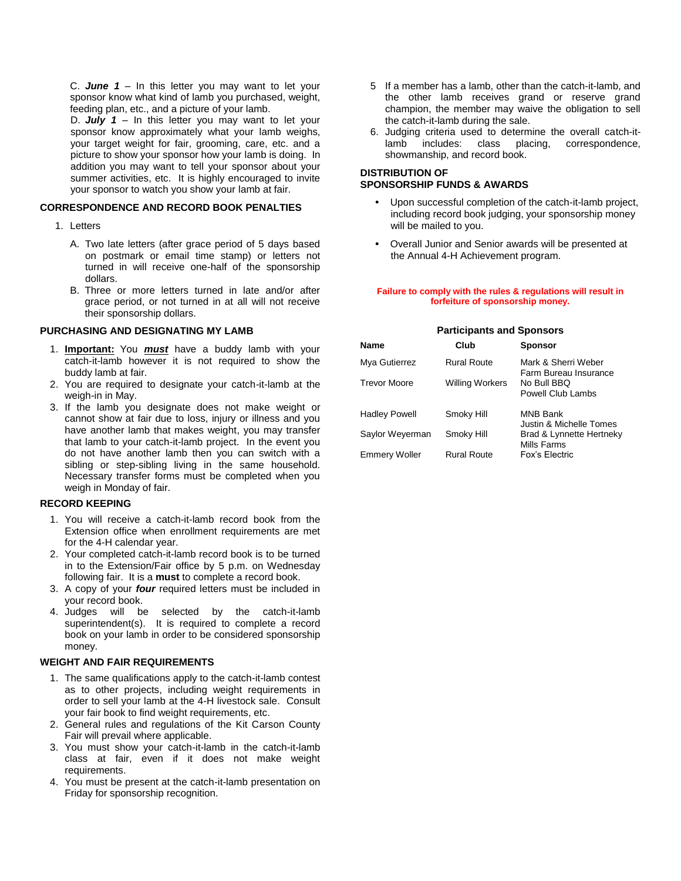C. ***June 1*** – In this letter you may want to let your sponsor know what kind of lamb you purchased, weight, feeding plan, etc., and a picture of your lamb.

D. ***July 1*** – In this letter you may want to let your sponsor know approximately what your lamb weighs, your target weight for fair, grooming, care, etc. and a picture to show your sponsor how your lamb is doing. In addition you may want to tell your sponsor about your summer activities, etc. It is highly encouraged to invite your sponsor to watch you show your lamb at fair.

## CORRESPONDENCE AND RECORD BOOK PENALTIES

1. Letters

   A. Two late letters (after grace period of 5 days based on postmark or email time stamp) or letters not turned in will receive one-half of the sponsorship dollars.

   B. Three or more letters turned in late and/or after grace period, or not turned in at all will not receive their sponsorship dollars.

## PURCHASING AND DESIGNATING MY LAMB

1. **<u>Important:</u>** You ***<u>must</u>*** have a buddy lamb with your catch-it-lamb however it is not required to show the buddy lamb at fair.
2. You are required to designate your catch-it-lamb at the weigh-in in May.
3. If the lamb you designate does not make weight or cannot show at fair due to loss, injury or illness and you have another lamb that makes weight, you may transfer that lamb to your catch-it-lamb project. In the event you do not have another lamb then you can switch with a sibling or step-sibling living in the same household. Necessary transfer forms must be completed when you weigh in Monday of fair.

## RECORD KEEPING

1. You will receive a catch-it-lamb record book from the Extension office when enrollment requirements are met for the 4-H calendar year.
2. Your completed catch-it-lamb record book is to be turned in to the Extension/Fair office by 5 p.m. on Wednesday following fair. It is a **must** to complete a record book.
3. A copy of your ***four*** required letters must be included in your record book.
4. Judges will be selected by the catch-it-lamb superintendent(s). It is required to complete a record book on your lamb in order to be considered sponsorship money.

## WEIGHT AND FAIR REQUIREMENTS

1. The same qualifications apply to the catch-it-lamb contest as to other projects, including weight requirements in order to sell your lamb at the 4-H livestock sale. Consult your fair book to find weight requirements, etc.
2. General rules and regulations of the Kit Carson County Fair will prevail where applicable.
3. You must show your catch-it-lamb in the catch-it-lamb class at fair, even if it does not make weight requirements.
4. You must be present at the catch-it-lamb presentation on Friday for sponsorship recognition.
5. If a member has a lamb, other than the catch-it-lamb, and the other lamb receives grand or reserve grand champion, the member may waive the obligation to sell the catch-it-lamb during the sale.
6. Judging criteria used to determine the overall catch-it-lamb includes: class placing, correspondence, showmanship, and record book.

## DISTRIBUTION OF SPONSORSHIP FUNDS & AWARDS

- Upon successful completion of the catch-it-lamb project, including record book judging, your sponsorship money will be mailed to you.
- Overall Junior and Senior awards will be presented at the Annual 4-H Achievement program.

**Failure to comply with the rules & regulations will result in forfeiture of sponsorship money.**

### Participants and Sponsors

| Name | Club | Sponsor |
|---|---|---|
| Mya Gutierrez | Rural Route | Mark & Sherri Weber<br>Farm Bureau Insurance |
| Trevor Moore | Willing Workers | No Bull BBQ<br>Powell Club Lambs |
| Hadley Powell | Smoky Hill | MNB Bank<br>Justin & Michelle Tomes |
| Saylor Weyerman | Smoky Hill | Brad & Lynnette Hertneky<br>Mills Farms |
| Emmery Woller | Rural Route | Fox's Electric |